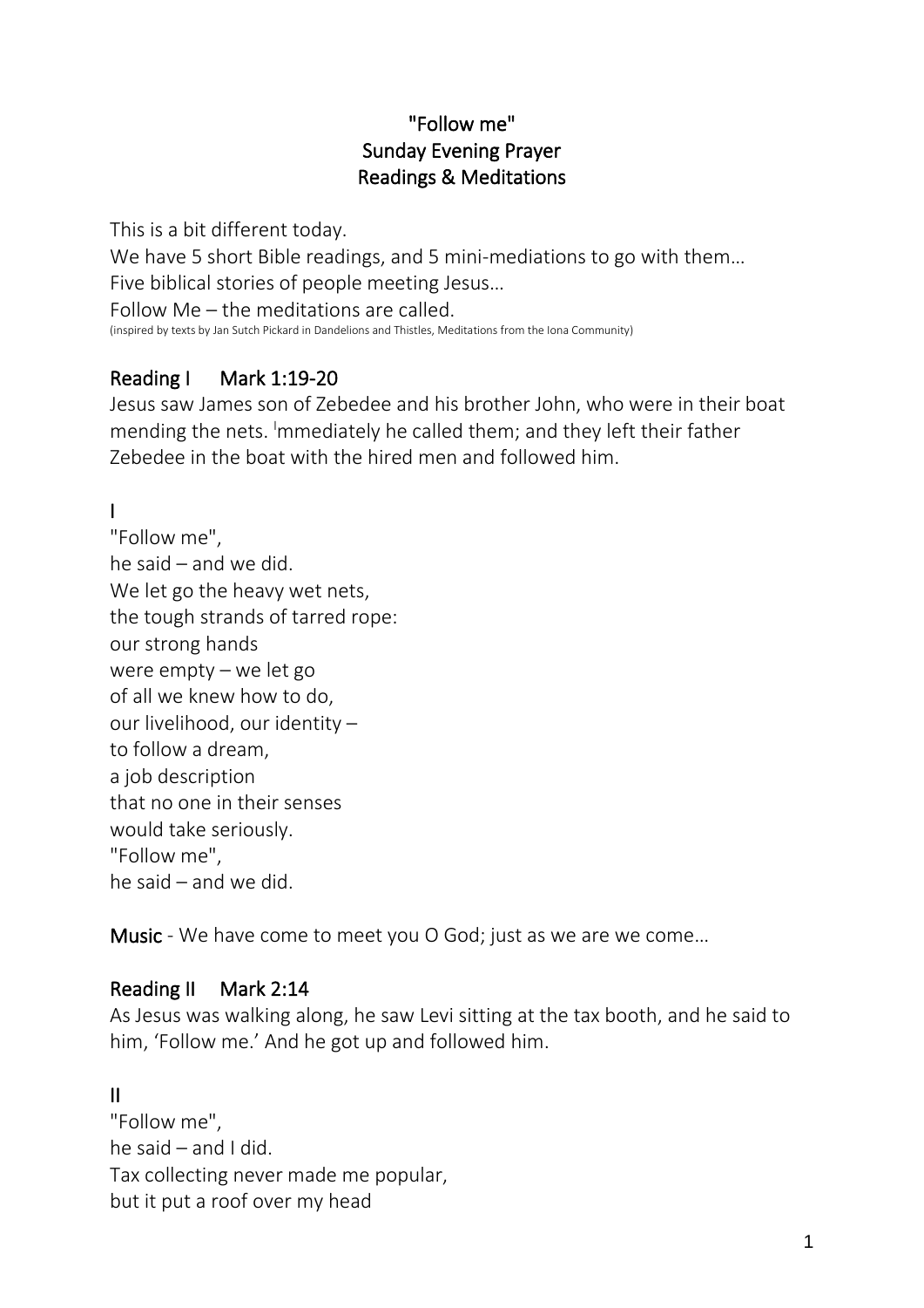# "Follow me"
# Sunday Evening Prayer
# Readings & Meditations

This is a bit different today.
We have 5 short Bible readings, and 5 mini-mediations to go with them…
Five biblical stories of people meeting Jesus…
Follow Me – the meditations are called.
(inspired by texts by Jan Sutch Pickard in Dandelions and Thistles, Meditations from the Iona Community)

## Reading I    Mark 1:19-20

Jesus saw James son of Zebedee and his brother John, who were in their boat mending the nets. Immediately he called them; and they left their father Zebedee in the boat with the hired men and followed him.

## I

"Follow me",
he said – and we did.
We let go the heavy wet nets,
the tough strands of tarred rope:
our strong hands
were empty – we let go
of all we knew how to do,
our livelihood, our identity –
to follow a dream,
a job description
that no one in their senses
would take seriously.
"Follow me",
he said – and we did.

**Music** - We have come to meet you O God; just as we are we come…

## Reading II    Mark 2:14

As Jesus was walking along, he saw Levi sitting at the tax booth, and he said to him, 'Follow me.' And he got up and followed him.

## II

"Follow me",
he said – and I did.
Tax collecting never made me popular,
but it put a roof over my head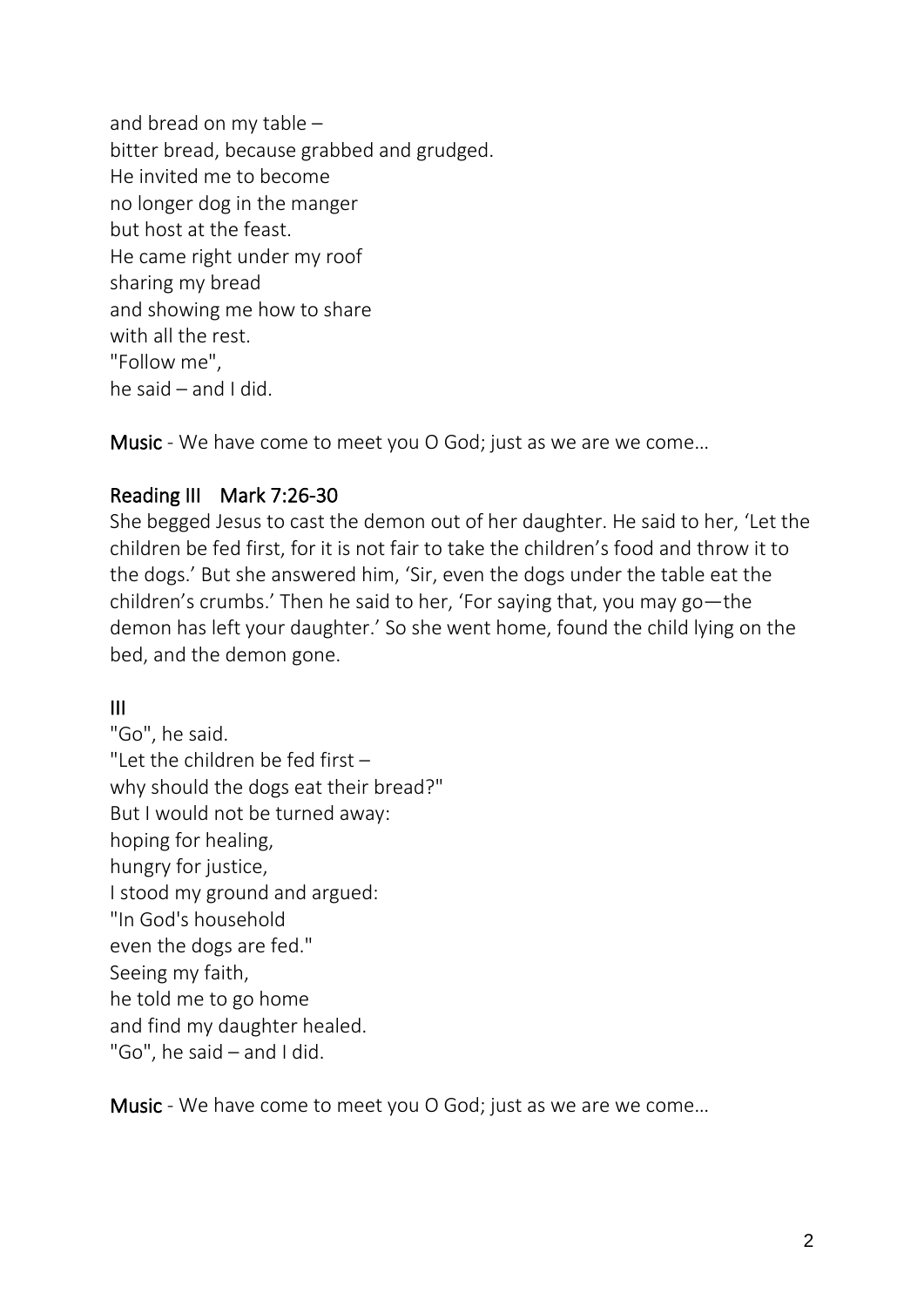and bread on my table –  
bitter bread, because grabbed and grudged.  
He invited me to become  
no longer dog in the manger  
but host at the feast.  
He came right under my roof  
sharing my bread  
and showing me how to share  
with all the rest.  
"Follow me",  
he said – and I did.

**Music** - We have come to meet you O God; just as we are we come…

## Reading III  Mark 7:26-30

She begged Jesus to cast the demon out of her daughter. He said to her, 'Let the children be fed first, for it is not fair to take the children's food and throw it to the dogs.' But she answered him, 'Sir, even the dogs under the table eat the children's crumbs.' Then he said to her, 'For saying that, you may go—the demon has left your daughter.' So she went home, found the child lying on the bed, and the demon gone.

## III

"Go", he said.  
"Let the children be fed first –  
why should the dogs eat their bread?"  
But I would not be turned away:  
hoping for healing,  
hungry for justice,  
I stood my ground and argued:  
"In God's household  
even the dogs are fed."  
Seeing my faith,  
he told me to go home  
and find my daughter healed.  
"Go", he said – and I did.

**Music** - We have come to meet you O God; just as we are we come…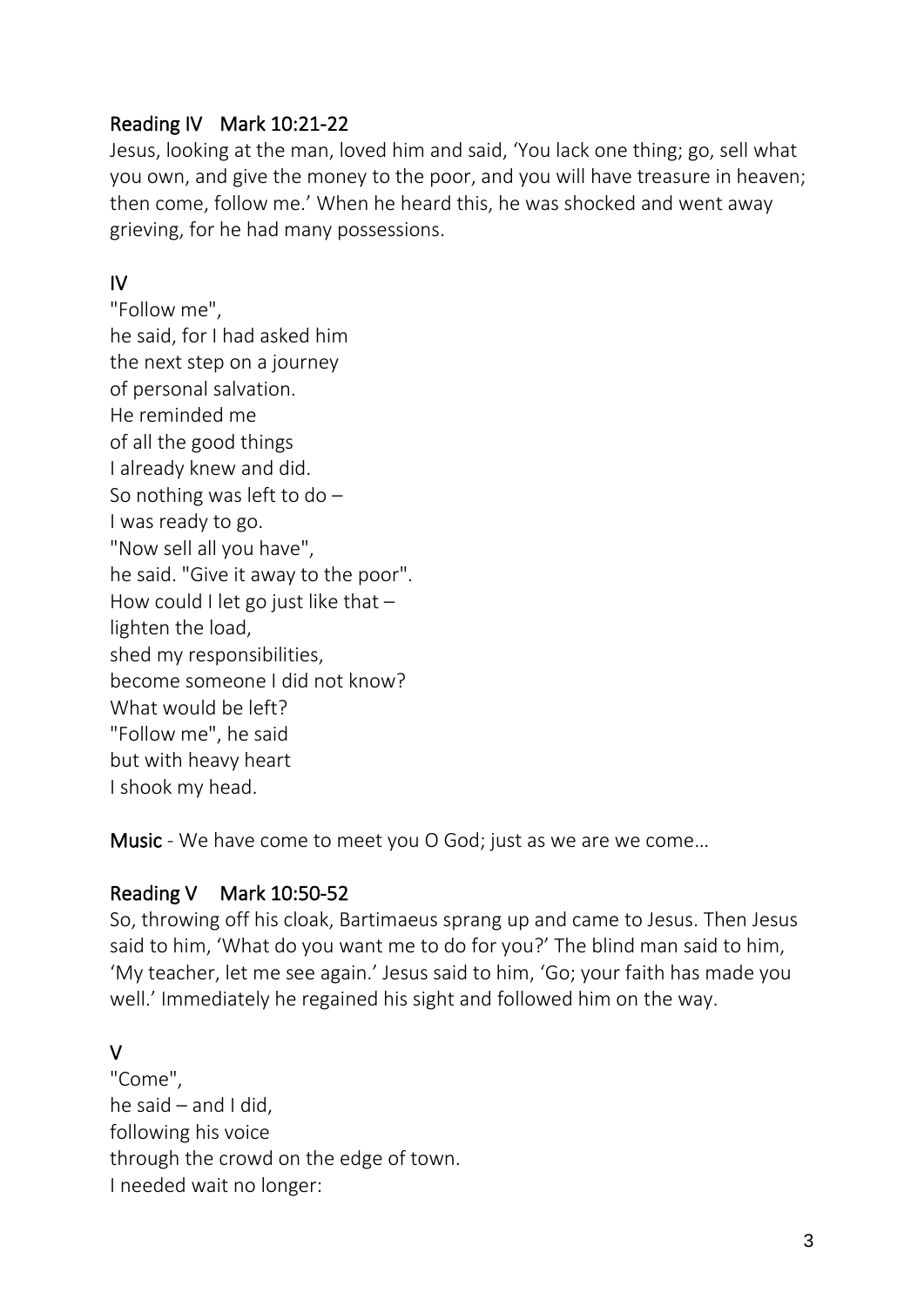## Reading IV Mark 10:21-22

Jesus, looking at the man, loved him and said, 'You lack one thing; go, sell what you own, and give the money to the poor, and you will have treasure in heaven; then come, follow me.' When he heard this, he was shocked and went away grieving, for he had many possessions.

## IV

"Follow me",  
he said, for I had asked him  
the next step on a journey  
of personal salvation.  
He reminded me  
of all the good things  
I already knew and did.  
So nothing was left to do –  
I was ready to go.  
"Now sell all you have",  
he said. "Give it away to the poor".  
How could I let go just like that –  
lighten the load,  
shed my responsibilities,  
become someone I did not know?  
What would be left?  
"Follow me", he said  
but with heavy heart  
I shook my head.

**Music** - We have come to meet you O God; just as we are we come…

## Reading V Mark 10:50-52

So, throwing off his cloak, Bartimaeus sprang up and came to Jesus. Then Jesus said to him, 'What do you want me to do for you?' The blind man said to him, 'My teacher, let me see again.' Jesus said to him, 'Go; your faith has made you well.' Immediately he regained his sight and followed him on the way.

## V

"Come",  
he said – and I did,  
following his voice  
through the crowd on the edge of town.  
I needed wait no longer: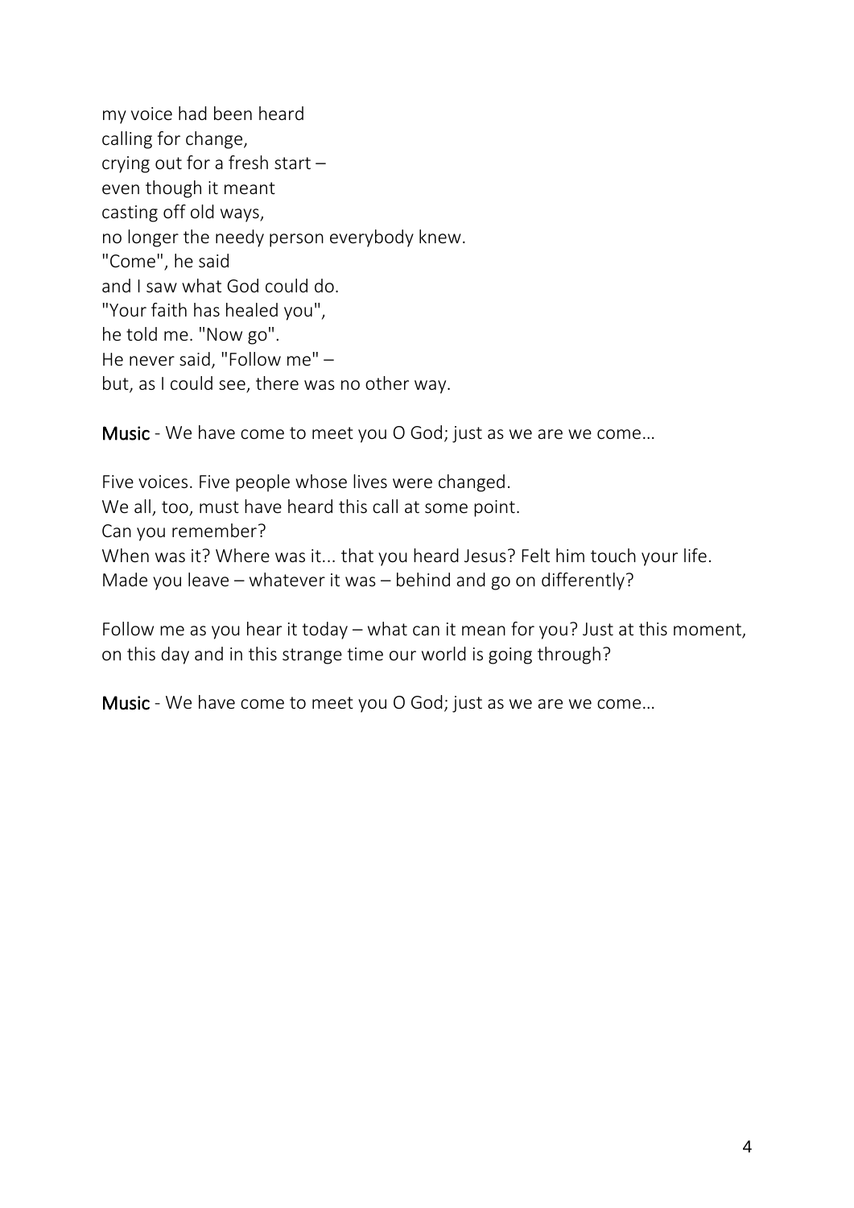my voice had been heard  
calling for change,  
crying out for a fresh start –  
even though it meant  
casting off old ways,  
no longer the needy person everybody knew.  
"Come", he said  
and I saw what God could do.  
"Your faith has healed you",  
he told me. "Now go".  
He never said, "Follow me" –  
but, as I could see, there was no other way.

**Music** - We have come to meet you O God; just as we are we come…

Five voices. Five people whose lives were changed.  
We all, too, must have heard this call at some point.  
Can you remember?  
When was it? Where was it... that you heard Jesus? Felt him touch your life.  
Made you leave – whatever it was – behind and go on differently?

Follow me as you hear it today – what can it mean for you? Just at this moment, on this day and in this strange time our world is going through?

**Music** - We have come to meet you O God; just as we are we come…